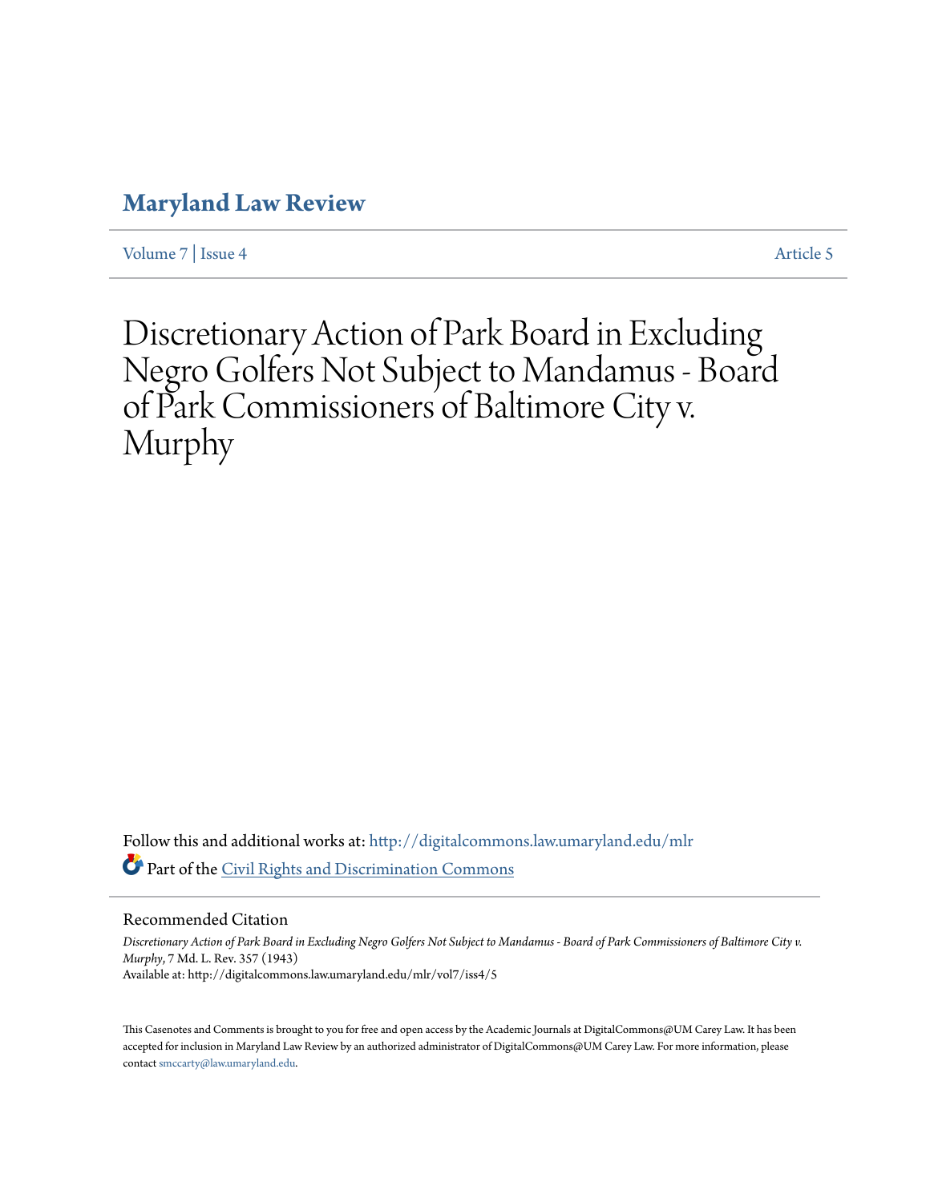# Maryland Law Review

Volume 7 | Issue 4 Article 5

# Discretionary Action of Park Board in Excluding Negro Golfers Not Subject to Mandamus - Board of Park Commissioners of Baltimore City v. Murphy

Follow this and additional works at: http://digitalcommons.law.umaryland.edu/mlr

Part of the Civil Rights and Discrimination Commons

## Recommended Citation

*Discretionary Action of Park Board in Excluding Negro Golfers Not Subject to Mandamus - Board of Park Commissioners of Baltimore City v. Murphy*, 7 Md. L. Rev. 357 (1943)

Available at: http://digitalcommons.law.umaryland.edu/mlr/vol7/iss4/5

This Casenotes and Comments is brought to you for free and open access by the Academic Journals at DigitalCommons@UM Carey Law. It has been accepted for inclusion in Maryland Law Review by an authorized administrator of DigitalCommons@UM Carey Law. For more information, please contact smccarty@law.umaryland.edu.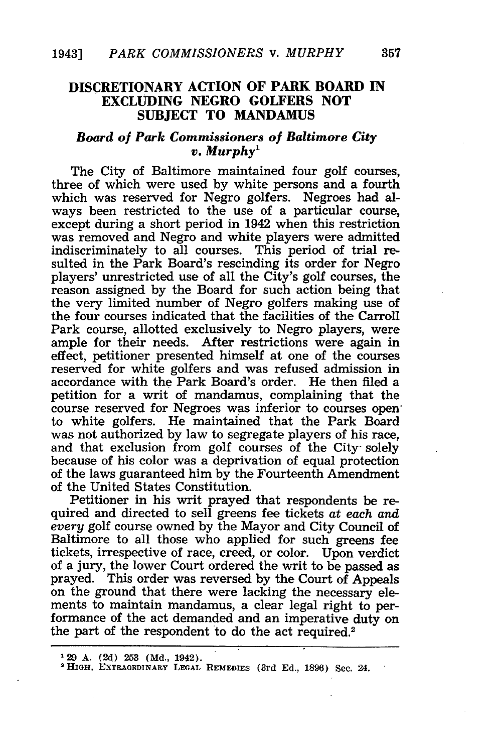# DISCRETIONARY ACTION OF PARK BOARD IN EXCLUDING NEGRO GOLFERS NOT SUBJECT TO MANDAMUS

## *Board of Park Commissioners of Baltimore City v. Murphy*[1]

The City of Baltimore maintained four golf courses, three of which were used by white persons and a fourth which was reserved for Negro golfers. Negroes had always been restricted to the use of a particular course, except during a short period in 1942 when this restriction was removed and Negro and white players were admitted indiscriminately to all courses. This period of trial resulted in the Park Board's rescinding its order for Negro players' unrestricted use of all the City's golf courses, the reason assigned by the Board for such action being that the very limited number of Negro golfers making use of the four courses indicated that the facilities of the Carroll Park course, allotted exclusively to Negro players, were ample for their needs. After restrictions were again in effect, petitioner presented himself at one of the courses reserved for white golfers and was refused admission in accordance with the Park Board's order. He then filed a petition for a writ of mandamus, complaining that the course reserved for Negroes was inferior to courses open to white golfers. He maintained that the Park Board was not authorized by law to segregate players of his race, and that exclusion from golf courses of the City solely because of his color was a deprivation of equal protection of the laws guaranteed him by the Fourteenth Amendment of the United States Constitution.

Petitioner in his writ prayed that respondents be required and directed to sell greens fee tickets *at each and every* golf course owned by the Mayor and City Council of Baltimore to all those who applied for such greens fee tickets, irrespective of race, creed, or color. Upon verdict of a jury, the lower Court ordered the writ to be passed as prayed. This order was reversed by the Court of Appeals on the ground that there were lacking the necessary elements to maintain mandamus, a clear legal right to performance of the act demanded and an imperative duty on the part of the respondent to do the act required.[2]

---

[1] 29 A. (2d) 253 (Md., 1942).

[2] HIGH, EXTRAORDINARY LEGAL REMEDIES (3rd Ed., 1896) Sec. 24.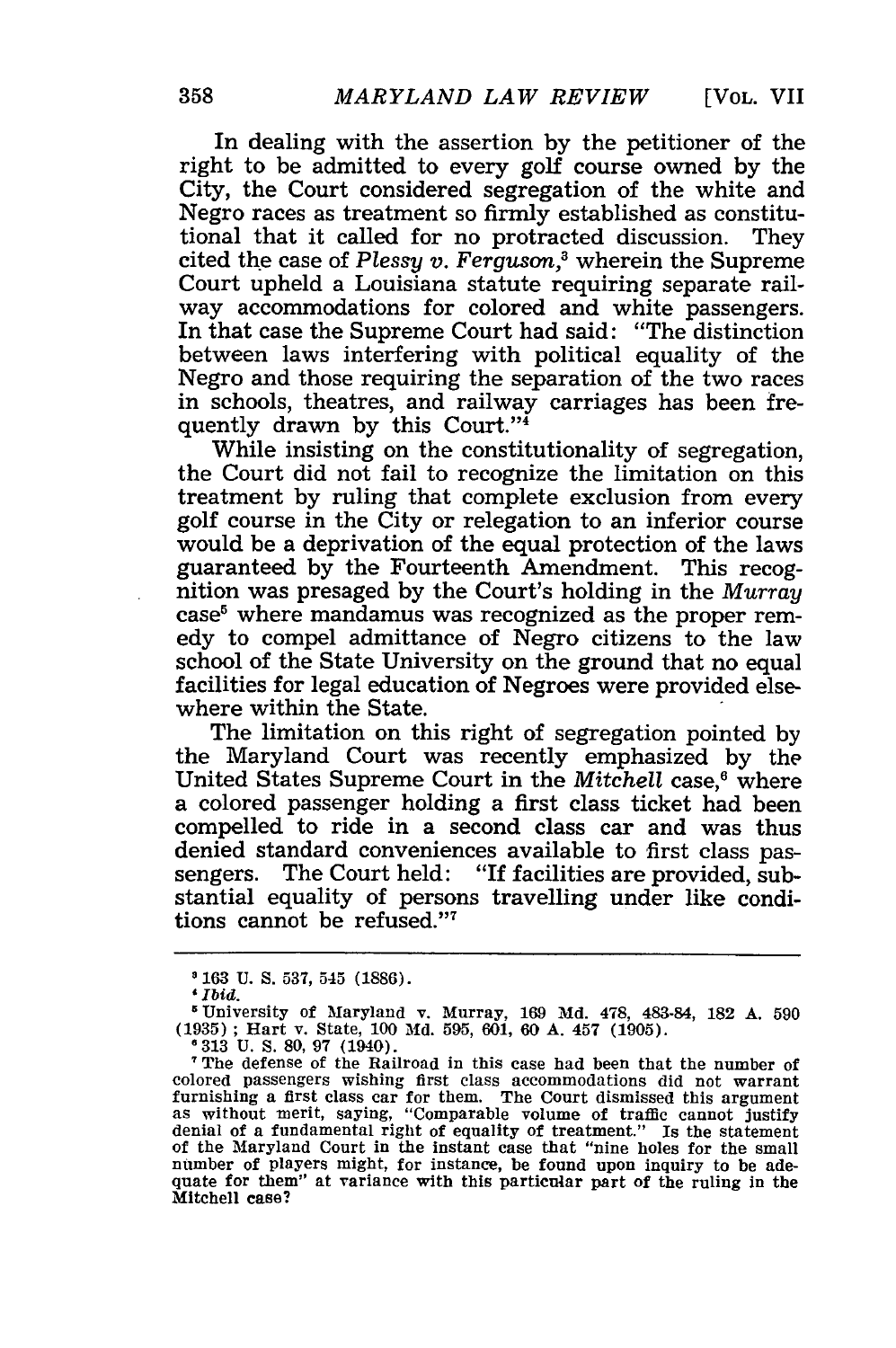In dealing with the assertion by the petitioner of the right to be admitted to every golf course owned by the City, the Court considered segregation of the white and Negro races as treatment so firmly established as constitutional that it called for no protracted discussion. They cited the case of *Plessy v. Ferguson*,[3] wherein the Supreme Court upheld a Louisiana statute requiring separate railway accommodations for colored and white passengers. In that case the Supreme Court had said: "The distinction between laws interfering with political equality of the Negro and those requiring the separation of the two races in schools, theatres, and railway carriages has been frequently drawn by this Court."[4]

While insisting on the constitutionality of segregation, the Court did not fail to recognize the limitation on this treatment by ruling that complete exclusion from every golf course in the City or relegation to an inferior course would be a deprivation of the equal protection of the laws guaranteed by the Fourteenth Amendment. This recognition was presaged by the Court's holding in the *Murray* case[5] where mandamus was recognized as the proper remedy to compel admittance of Negro citizens to the law school of the State University on the ground that no equal facilities for legal education of Negroes were provided elsewhere within the State.

The limitation on this right of segregation pointed by the Maryland Court was recently emphasized by the United States Supreme Court in the *Mitchell* case,[6] where a colored passenger holding a first class ticket had been compelled to ride in a second class car and was thus denied standard conveniences available to first class passengers. The Court held: "If facilities are provided, substantial equality of persons travelling under like conditions cannot be refused."[7]

---

[3] 163 U. S. 537, 545 (1886).

[4] *Ibid.*

[5] University of Maryland v. Murray, 169 Md. 478, 483-84, 182 A. 590 (1935); Hart v. State, 100 Md. 595, 601, 60 A. 457 (1905).

[6] 313 U. S. 80, 97 (1940).

[7] The defense of the Railroad in this case had been that the number of colored passengers wishing first class accommodations did not warrant furnishing a first class car for them. The Court dismissed this argument as without merit, saying, "Comparable volume of traffic cannot justify denial of a fundamental right of equality of treatment." Is the statement of the Maryland Court in the instant case that "nine holes for the small number of players might, for instance, be found upon inquiry to be adequate for them" at variance with this particular part of the ruling in the Mitchell case?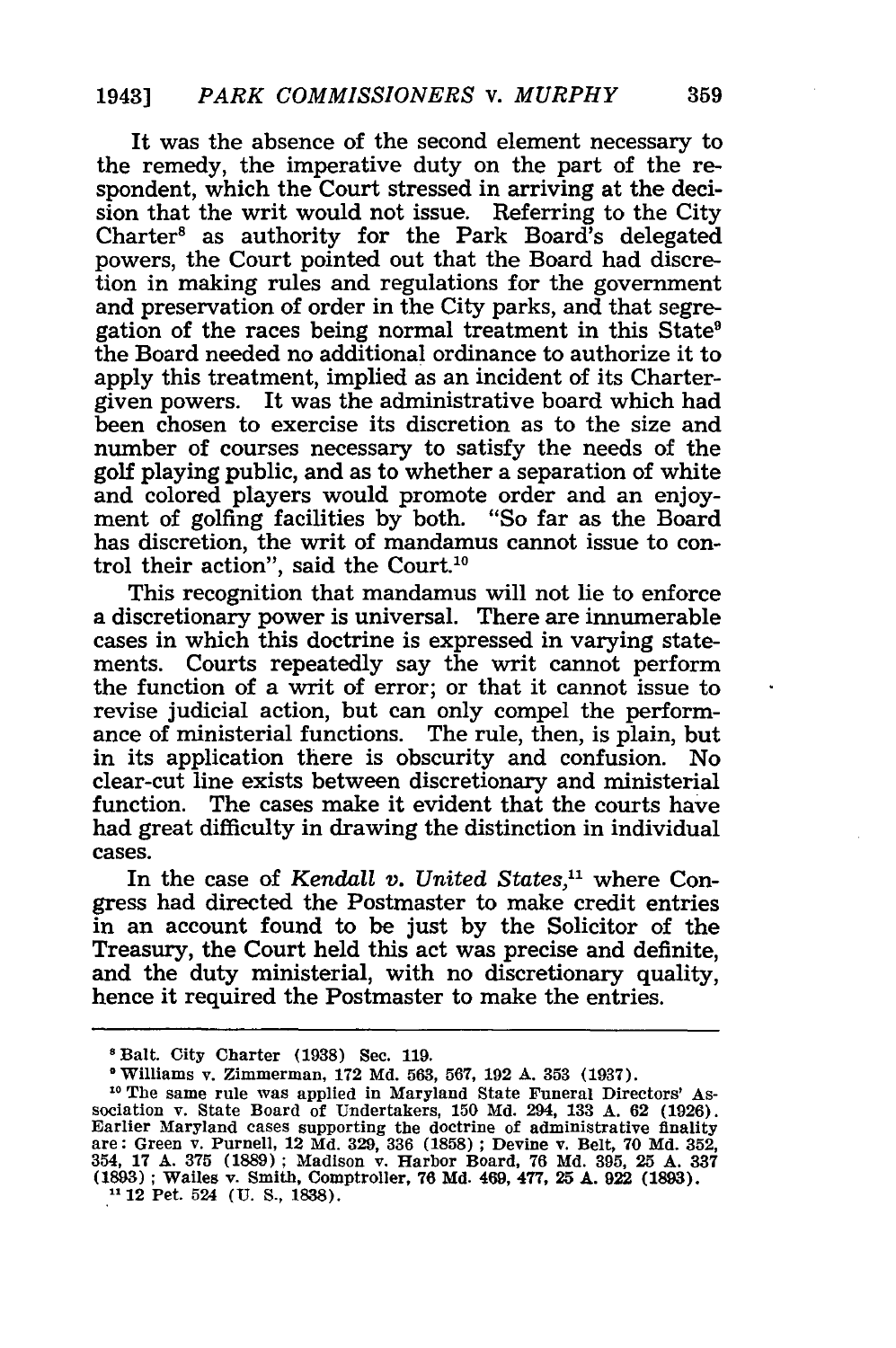It was the absence of the second element necessary to the remedy, the imperative duty on the part of the respondent, which the Court stressed in arriving at the decision that the writ would not issue. Referring to the City Charter[8] as authority for the Park Board's delegated powers, the Court pointed out that the Board had discretion in making rules and regulations for the government and preservation of order in the City parks, and that segregation of the races being normal treatment in this State[9] the Board needed no additional ordinance to authorize it to apply this treatment, implied as an incident of its Charter-given powers. It was the administrative board which had been chosen to exercise its discretion as to the size and number of courses necessary to satisfy the needs of the golf playing public, and as to whether a separation of white and colored players would promote order and an enjoyment of golfing facilities by both. "So far as the Board has discretion, the writ of mandamus cannot issue to control their action", said the Court.[10]

This recognition that mandamus will not lie to enforce a discretionary power is universal. There are innumerable cases in which this doctrine is expressed in varying statements. Courts repeatedly say the writ cannot perform the function of a writ of error; or that it cannot issue to revise judicial action, but can only compel the performance of ministerial functions. The rule, then, is plain, but in its application there is obscurity and confusion. No clear-cut line exists between discretionary and ministerial function. The cases make it evident that the courts have had great difficulty in drawing the distinction in individual cases.

In the case of *Kendall v. United States*,[11] where Congress had directed the Postmaster to make credit entries in an account found to be just by the Solicitor of the Treasury, the Court held this act was precise and definite, and the duty ministerial, with no discretionary quality, hence it required the Postmaster to make the entries.

---

[8] Balt. City Charter (1938) Sec. 119.

[9] Williams v. Zimmerman, 172 Md. 563, 567, 192 A. 353 (1937).

[10] The same rule was applied in Maryland State Funeral Directors' Association v. State Board of Undertakers, 150 Md. 294, 133 A. 62 (1926). Earlier Maryland cases supporting the doctrine of administrative finality are: Green v. Purnell, 12 Md. 329, 336 (1858); Devine v. Belt, 70 Md. 352, 354, 17 A. 375 (1889); Madison v. Harbor Board, 76 Md. 395, 25 A. 337 (1893); Wailes v. Smith, Comptroller, 76 Md. 469, 477, 25 A. 922 (1893).

[11] 12 Pet. 524 (U. S., 1838).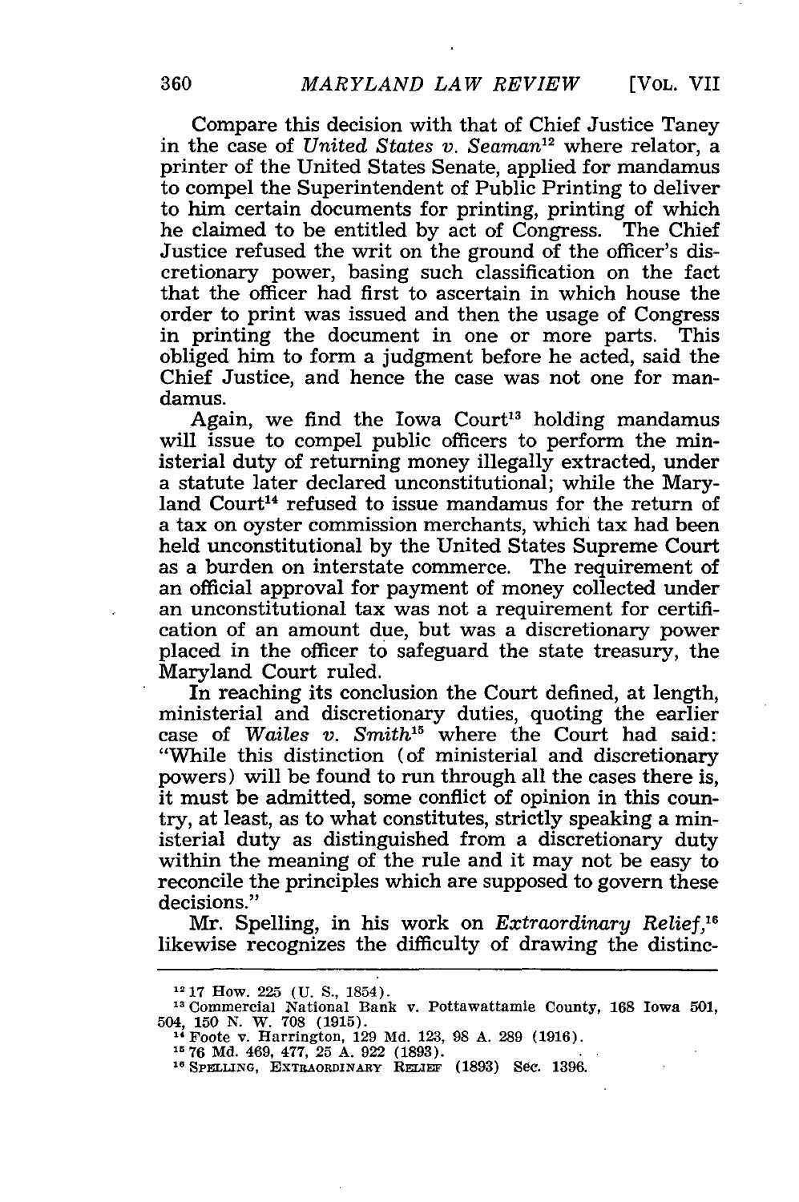Compare this decision with that of Chief Justice Taney in the case of *United States v. Seaman*[12] where relator, a printer of the United States Senate, applied for mandamus to compel the Superintendent of Public Printing to deliver to him certain documents for printing, printing of which he claimed to be entitled by act of Congress. The Chief Justice refused the writ on the ground of the officer's discretionary power, basing such classification on the fact that the officer had first to ascertain in which house the order to print was issued and then the usage of Congress in printing the document in one or more parts. This obliged him to form a judgment before he acted, said the Chief Justice, and hence the case was not one for mandamus.

Again, we find the Iowa Court[13] holding mandamus will issue to compel public officers to perform the ministerial duty of returning money illegally extracted, under a statute later declared unconstitutional; while the Maryland Court[14] refused to issue mandamus for the return of a tax on oyster commission merchants, which tax had been held unconstitutional by the United States Supreme Court as a burden on interstate commerce. The requirement of an official approval for payment of money collected under an unconstitutional tax was not a requirement for certification of an amount due, but was a discretionary power placed in the officer to safeguard the state treasury, the Maryland Court ruled.

In reaching its conclusion the Court defined, at length, ministerial and discretionary duties, quoting the earlier case of *Wailes v. Smith*[15] where the Court had said: "While this distinction (of ministerial and discretionary powers) will be found to run through all the cases there is, it must be admitted, some conflict of opinion in this country, at least, as to what constitutes, strictly speaking a ministerial duty as distinguished from a discretionary duty within the meaning of the rule and it may not be easy to reconcile the principles which are supposed to govern these decisions."

Mr. Spelling, in his work on *Extraordinary Relief*,[16] likewise recognizes the difficulty of drawing the distinc-

---

[12] 17 How. 225 (U. S., 1854).

[13] Commercial National Bank v. Pottawattamie County, 168 Iowa 501, 504, 150 N. W. 708 (1915).

[14] Foote v. Harrington, 129 Md. 123, 98 A. 289 (1916).

[15] 76 Md. 469, 477, 25 A. 922 (1893).

[16] SPELLING, EXTRAORDINARY RELIEF (1893) Sec. 1396.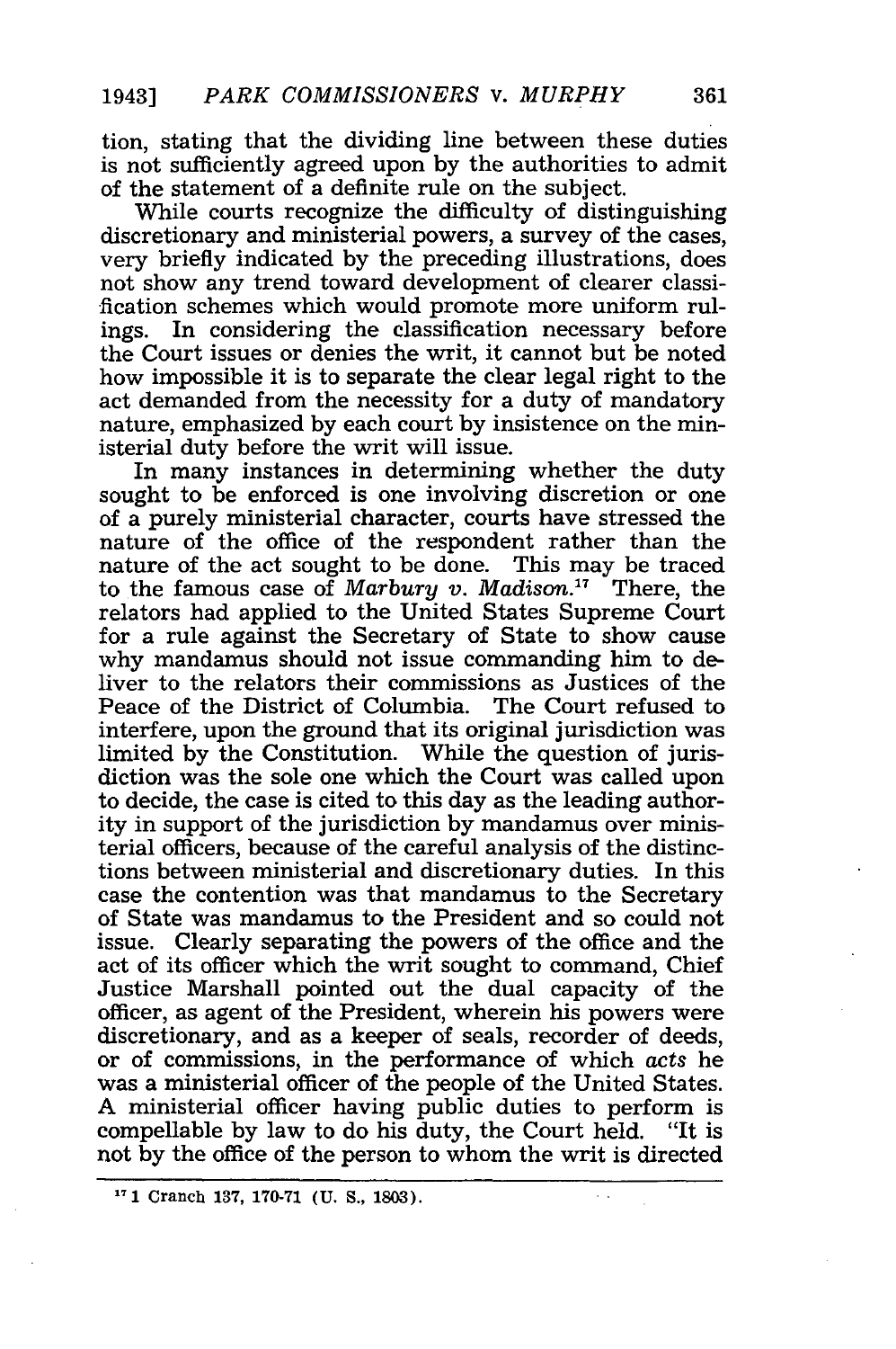tion, stating that the dividing line between these duties is not sufficiently agreed upon by the authorities to admit of the statement of a definite rule on the subject.

While courts recognize the difficulty of distinguishing discretionary and ministerial powers, a survey of the cases, very briefly indicated by the preceding illustrations, does not show any trend toward development of clearer classification schemes which would promote more uniform rulings. In considering the classification necessary before the Court issues or denies the writ, it cannot but be noted how impossible it is to separate the clear legal right to the act demanded from the necessity for a duty of mandatory nature, emphasized by each court by insistence on the ministerial duty before the writ will issue.

In many instances in determining whether the duty sought to be enforced is one involving discretion or one of a purely ministerial character, courts have stressed the nature of the office of the respondent rather than the nature of the act sought to be done. This may be traced to the famous case of *Marbury v. Madison*.[17] There, the relators had applied to the United States Supreme Court for a rule against the Secretary of State to show cause why mandamus should not issue commanding him to deliver to the relators their commissions as Justices of the Peace of the District of Columbia. The Court refused to interfere, upon the ground that its original jurisdiction was limited by the Constitution. While the question of jurisdiction was the sole one which the Court was called upon to decide, the case is cited to this day as the leading authority in support of the jurisdiction by mandamus over ministerial officers, because of the careful analysis of the distinctions between ministerial and discretionary duties. In this case the contention was that mandamus to the Secretary of State was mandamus to the President and so could not issue. Clearly separating the powers of the office and the act of its officer which the writ sought to command, Chief Justice Marshall pointed out the dual capacity of the officer, as agent of the President, wherein his powers were discretionary, and as a keeper of seals, recorder of deeds, or of commissions, in the performance of which *acts* he was a ministerial officer of the people of the United States. A ministerial officer having public duties to perform is compellable by law to do his duty, the Court held. "It is not by the office of the person to whom the writ is directed

---

[17] 1 Cranch 137, 170-71 (U. S., 1803).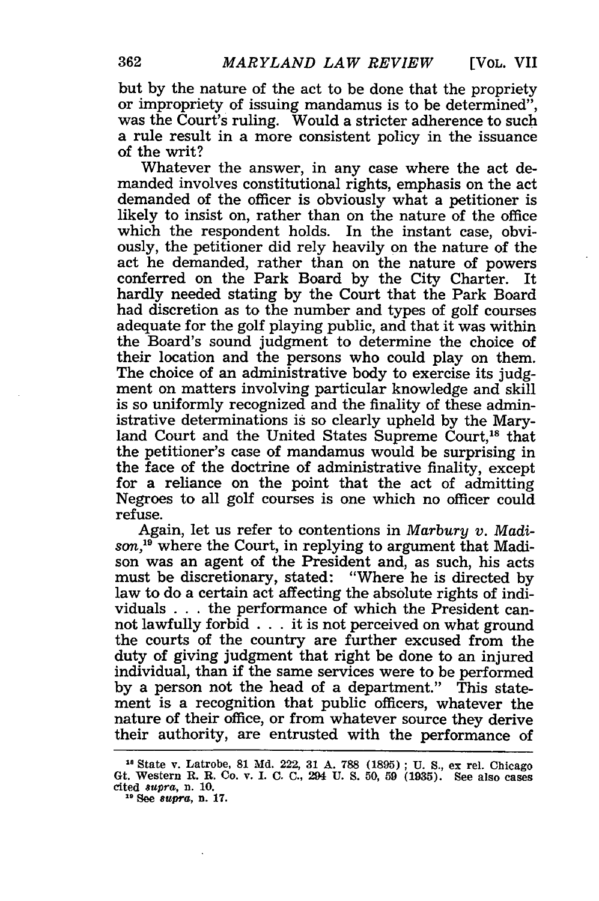but by the nature of the act to be done that the propriety or impropriety of issuing mandamus is to be determined", was the Court's ruling. Would a stricter adherence to such a rule result in a more consistent policy in the issuance of the writ?

Whatever the answer, in any case where the act demanded involves constitutional rights, emphasis on the act demanded of the officer is obviously what a petitioner is likely to insist on, rather than on the nature of the office which the respondent holds. In the instant case, obviously, the petitioner did rely heavily on the nature of the act he demanded, rather than on the nature of powers conferred on the Park Board by the City Charter. It hardly needed stating by the Court that the Park Board had discretion as to the number and types of golf courses adequate for the golf playing public, and that it was within the Board's sound judgment to determine the choice of their location and the persons who could play on them. The choice of an administrative body to exercise its judgment on matters involving particular knowledge and skill is so uniformly recognized and the finality of these administrative determinations is so clearly upheld by the Maryland Court and the United States Supreme Court,[18] that the petitioner's case of mandamus would be surprising in the face of the doctrine of administrative finality, except for a reliance on the point that the act of admitting Negroes to all golf courses is one which no officer could refuse.

Again, let us refer to contentions in *Marbury v. Madison*,[19] where the Court, in replying to argument that Madison was an agent of the President and, as such, his acts must be discretionary, stated: "Where he is directed by law to do a certain act affecting the absolute rights of individuals . . . the performance of which the President cannot lawfully forbid . . . it is not perceived on what ground the courts of the country are further excused from the duty of giving judgment that right be done to an injured individual, than if the same services were to be performed by a person not the head of a department." This statement is a recognition that public officers, whatever the nature of their office, or from whatever source they derive their authority, are entrusted with the performance of

---

[18] State v. Latrobe, 81 Md. 222, 31 A. 788 (1895); U. S., ex rel. Chicago Gt. Western R. R. Co. v. I. C. C., 294 U. S. 50, 59 (1935). See also cases cited *supra*, n. 10.

[19] See *supra*, n. 17.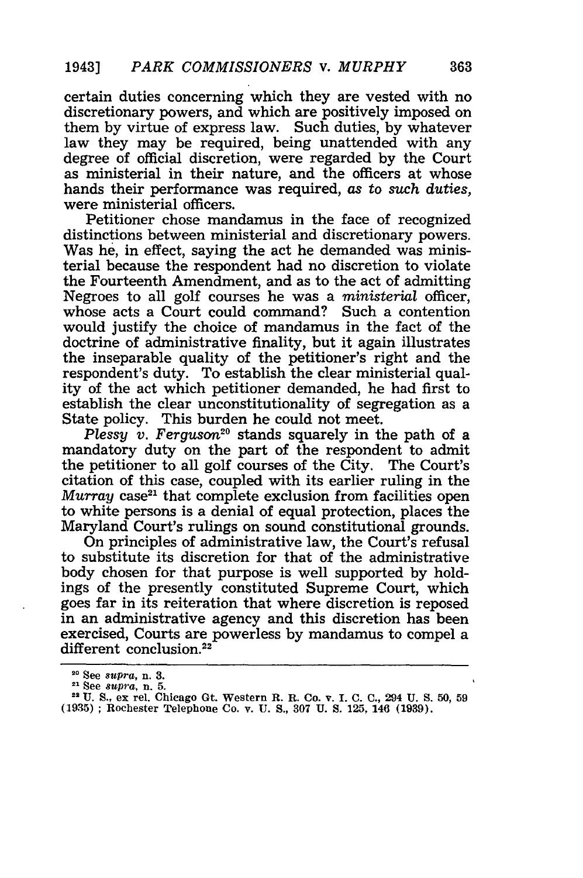certain duties concerning which they are vested with no discretionary powers, and which are positively imposed on them by virtue of express law. Such duties, by whatever law they may be required, being unattended with any degree of official discretion, were regarded by the Court as ministerial in their nature, and the officers at whose hands their performance was required, *as to such duties,* were ministerial officers.

Petitioner chose mandamus in the face of recognized distinctions between ministerial and discretionary powers. Was he, in effect, saying the act he demanded was ministerial because the respondent had no discretion to violate the Fourteenth Amendment, and as to the act of admitting Negroes to all golf courses he was a *ministerial* officer, whose acts a Court could command? Such a contention would justify the choice of mandamus in the fact of the doctrine of administrative finality, but it again illustrates the inseparable quality of the petitioner's right and the respondent's duty. To establish the clear ministerial quality of the act which petitioner demanded, he had first to establish the clear unconstitutionality of segregation as a State policy. This burden he could not meet.

*Plessy v. Ferguson*[20] stands squarely in the path of a mandatory duty on the part of the respondent to admit the petitioner to all golf courses of the City. The Court's citation of this case, coupled with its earlier ruling in the *Murray* case[21] that complete exclusion from facilities open to white persons is a denial of equal protection, places the Maryland Court's rulings on sound constitutional grounds.

On principles of administrative law, the Court's refusal to substitute its discretion for that of the administrative body chosen for that purpose is well supported by holdings of the presently constituted Supreme Court, which goes far in its reiteration that where discretion is reposed in an administrative agency and this discretion has been exercised, Courts are powerless by mandamus to compel a different conclusion.[22]

---

[20] See *supra*, n. 3.

[21] See *supra*, n. 5.

[22] U. S., ex rel. Chicago Gt. Western R. R. Co. v. I. C. C., 294 U. S. 50, 59 (1935); Rochester Telephone Co. v. U. S., 307 U. S. 125, 146 (1939).